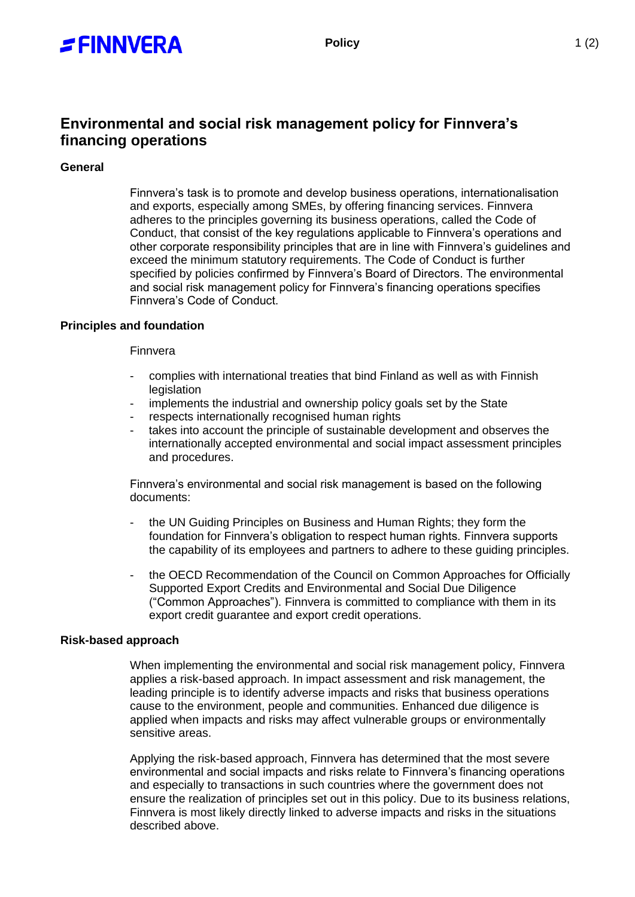# Environmental and social risk management policy for Finnvera's financing operations

## General

Finnvera's task is to promote and develop business operations, internationalisation and exports, especially among SMEs, by offering financing services. Finnvera adheres to the principles governing its business operations, called the Code of Conduct, that consist of the key regulations applicable to Finnvera's operations and other corporate responsibility principles that are in line with Finnvera's guidelines and exceed the minimum statutory requirements. The Code of Conduct is further specified by policies confirmed by Finnvera's Board of Directors. The environmental and social risk management policy for Finnvera's financing operations specifies Finnvera's Code of Conduct.

## Principles and foundation

Finnvera

- complies with international treaties that bind Finland as well as with Finnish legislation
- implements the industrial and ownership policy goals set by the State
- respects internationally recognised human rights
- takes into account the principle of sustainable development and observes the internationally accepted environmental and social impact assessment principles and procedures.

Finnvera's environmental and social risk management is based on the following documents:

- the UN Guiding Principles on Business and Human Rights; they form the foundation for Finnvera's obligation to respect human rights. Finnvera supports the capability of its employees and partners to adhere to these guiding principles.
- the OECD Recommendation of the Council on Common Approaches for Officially Supported Export Credits and Environmental and Social Due Diligence ("Common Approaches"). Finnvera is committed to compliance with them in its export credit guarantee and export credit operations.

## Risk-based approach

When implementing the environmental and social risk management policy, Finnvera applies a risk-based approach. In impact assessment and risk management, the leading principle is to identify adverse impacts and risks that business operations cause to the environment, people and communities. Enhanced due diligence is applied when impacts and risks may affect vulnerable groups or environmentally sensitive areas.

Applying the risk-based approach, Finnvera has determined that the most severe environmental and social impacts and risks relate to Finnvera's financing operations and especially to transactions in such countries where the government does not ensure the realization of principles set out in this policy. Due to its business relations, Finnvera is most likely directly linked to adverse impacts and risks in the situations described above.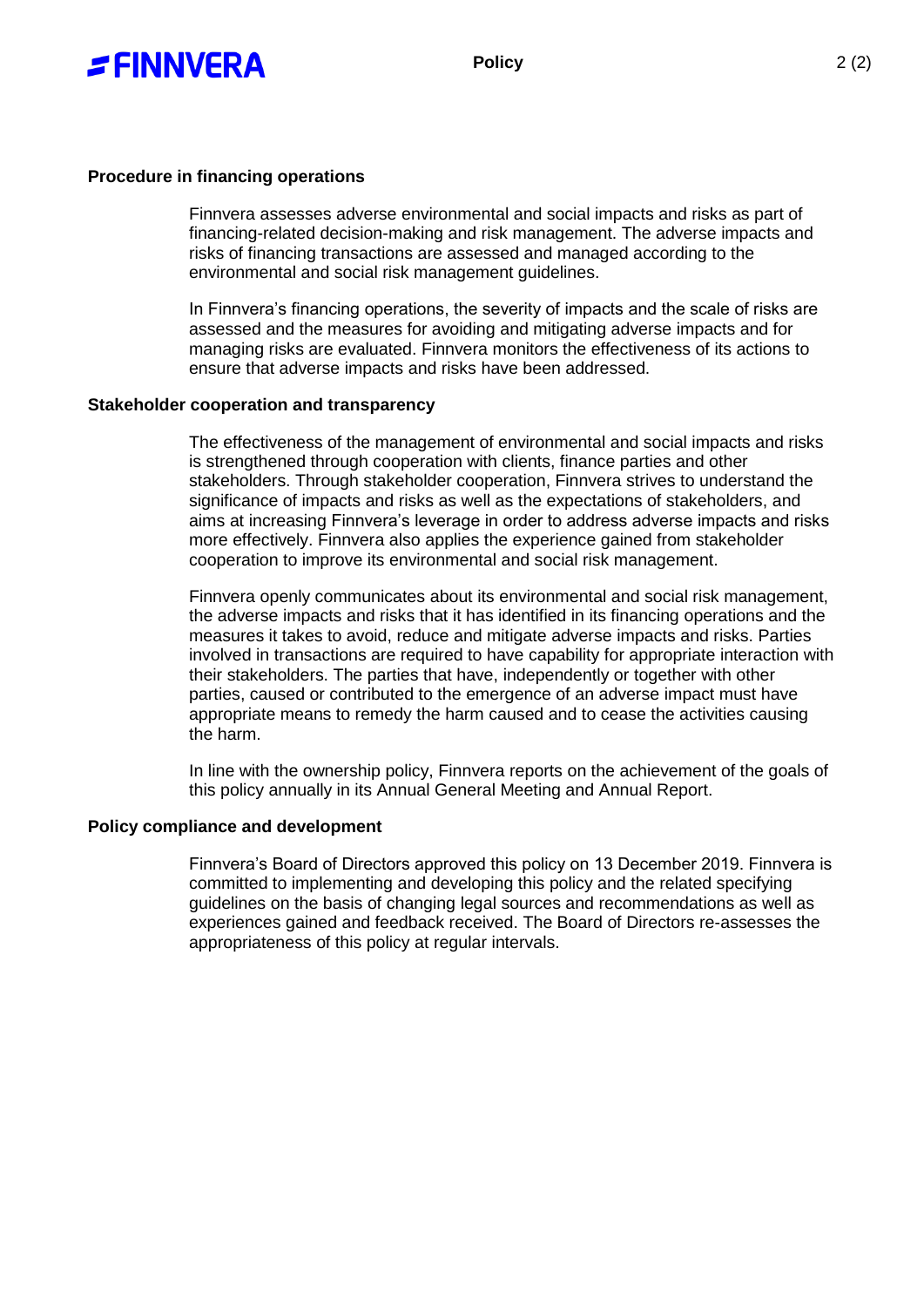## Procedure in financing operations

Finnvera assesses adverse environmental and social impacts and risks as part of financing-related decision-making and risk management. The adverse impacts and risks of financing transactions are assessed and managed according to the environmental and social risk management guidelines.

In Finnvera's financing operations, the severity of impacts and the scale of risks are assessed and the measures for avoiding and mitigating adverse impacts and for managing risks are evaluated. Finnvera monitors the effectiveness of its actions to ensure that adverse impacts and risks have been addressed.

## Stakeholder cooperation and transparency

The effectiveness of the management of environmental and social impacts and risks is strengthened through cooperation with clients, finance parties and other stakeholders. Through stakeholder cooperation, Finnvera strives to understand the significance of impacts and risks as well as the expectations of stakeholders, and aims at increasing Finnvera's leverage in order to address adverse impacts and risks more effectively. Finnvera also applies the experience gained from stakeholder cooperation to improve its environmental and social risk management.

Finnvera openly communicates about its environmental and social risk management, the adverse impacts and risks that it has identified in its financing operations and the measures it takes to avoid, reduce and mitigate adverse impacts and risks. Parties involved in transactions are required to have capability for appropriate interaction with their stakeholders. The parties that have, independently or together with other parties, caused or contributed to the emergence of an adverse impact must have appropriate means to remedy the harm caused and to cease the activities causing the harm.

In line with the ownership policy, Finnvera reports on the achievement of the goals of this policy annually in its Annual General Meeting and Annual Report.

## Policy compliance and development

Finnvera's Board of Directors approved this policy on 13 December 2019. Finnvera is committed to implementing and developing this policy and the related specifying guidelines on the basis of changing legal sources and recommendations as well as experiences gained and feedback received. The Board of Directors re-assesses the appropriateness of this policy at regular intervals.